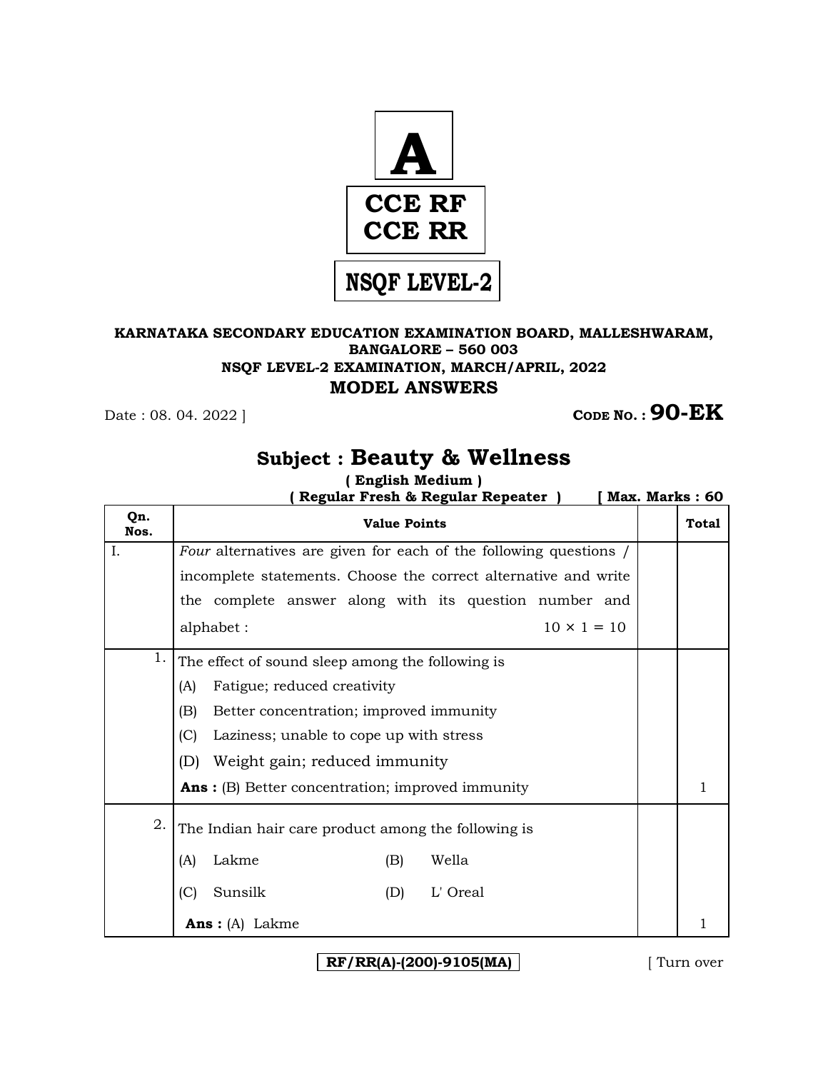**A**

**CCE RF**
**CCE RR**

**NSQF LEVEL-2**

**KARNATAKA SECONDARY EDUCATION EXAMINATION BOARD, MALLESHWARAM, BANGALORE – 560 003**
**NSQF LEVEL-2 EXAMINATION, MARCH/APRIL, 2022**

## MODEL ANSWERS

Date : 08. 04. 2022 ] **CODE NO. : 90-EK**

## Subject : Beauty & Wellness

**( English Medium )**

**( Regular Fresh & Regular Repeater )** **[ Max. Marks : 60**

| Qn. Nos. | Value Points | | Total |
|---|---|---|---|
| I. | *Four* alternatives are given for each of the following questions / incomplete statements. Choose the correct alternative and write the complete answer along with its question number and alphabet : $10 \times 1 = 10$ | | |
| 1. | The effect of sound sleep among the following is<br>(A) Fatigue; reduced creativity<br>(B) Better concentration; improved immunity<br>(C) Laziness; unable to cope up with stress<br>(D) Weight gain; reduced immunity<br>**Ans :** (B) Better concentration; improved immunity | | 1 |
| 2. | The Indian hair care product among the following is<br>(A) Lakme (B) Wella<br>(C) Sunsilk (D) L' Oreal<br>**Ans :** (A) Lakme | | 1 |

RF/RR(A)-(200)-9105(MA)

[ Turn over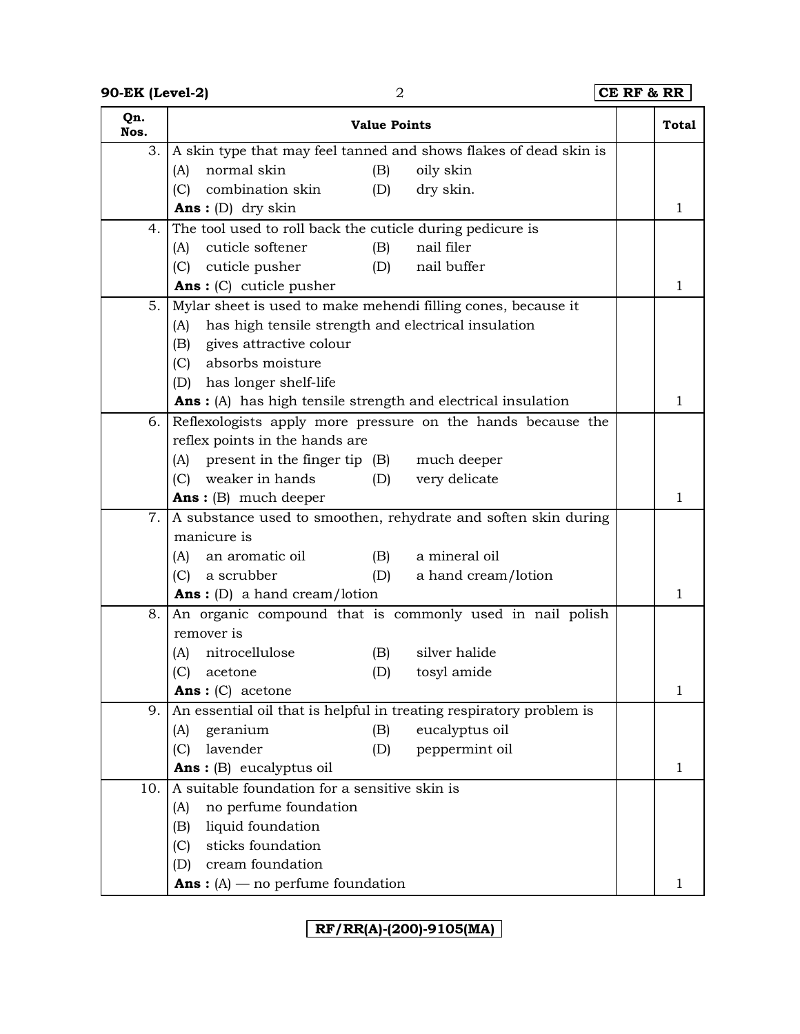| Qn. Nos. | Value Points | | Total |
|---|---|---|---|
| 3. | A skin type that may feel tanned and shows flakes of dead skin is<br>(A) normal skin (B) oily skin<br>(C) combination skin (D) dry skin.<br>**Ans :** (D) dry skin | | 1 |
| 4. | The tool used to roll back the cuticle during pedicure is<br>(A) cuticle softener (B) nail filer<br>(C) cuticle pusher (D) nail buffer<br>**Ans :** (C) cuticle pusher | | 1 |
| 5. | Mylar sheet is used to make mehendi filling cones, because it<br>(A) has high tensile strength and electrical insulation<br>(B) gives attractive colour<br>(C) absorbs moisture<br>(D) has longer shelf-life<br>**Ans :** (A) has high tensile strength and electrical insulation | | 1 |
| 6. | Reflexologists apply more pressure on the hands because the reflex points in the hands are<br>(A) present in the finger tip (B) much deeper<br>(C) weaker in hands (D) very delicate<br>**Ans :** (B) much deeper | | 1 |
| 7. | A substance used to smoothen, rehydrate and soften skin during manicure is<br>(A) an aromatic oil (B) a mineral oil<br>(C) a scrubber (D) a hand cream/lotion<br>**Ans :** (D) a hand cream/lotion | | 1 |
| 8. | An organic compound that is commonly used in nail polish remover is<br>(A) nitrocellulose (B) silver halide<br>(C) acetone (D) tosyl amide<br>**Ans :** (C) acetone | | 1 |
| 9. | An essential oil that is helpful in treating respiratory problem is<br>(A) geranium (B) eucalyptus oil<br>(C) lavender (D) peppermint oil<br>**Ans :** (B) eucalyptus oil | | 1 |
| 10. | A suitable foundation for a sensitive skin is<br>(A) no perfume foundation<br>(B) liquid foundation<br>(C) sticks foundation<br>(D) cream foundation<br>**Ans :** (A) — no perfume foundation | | 1 |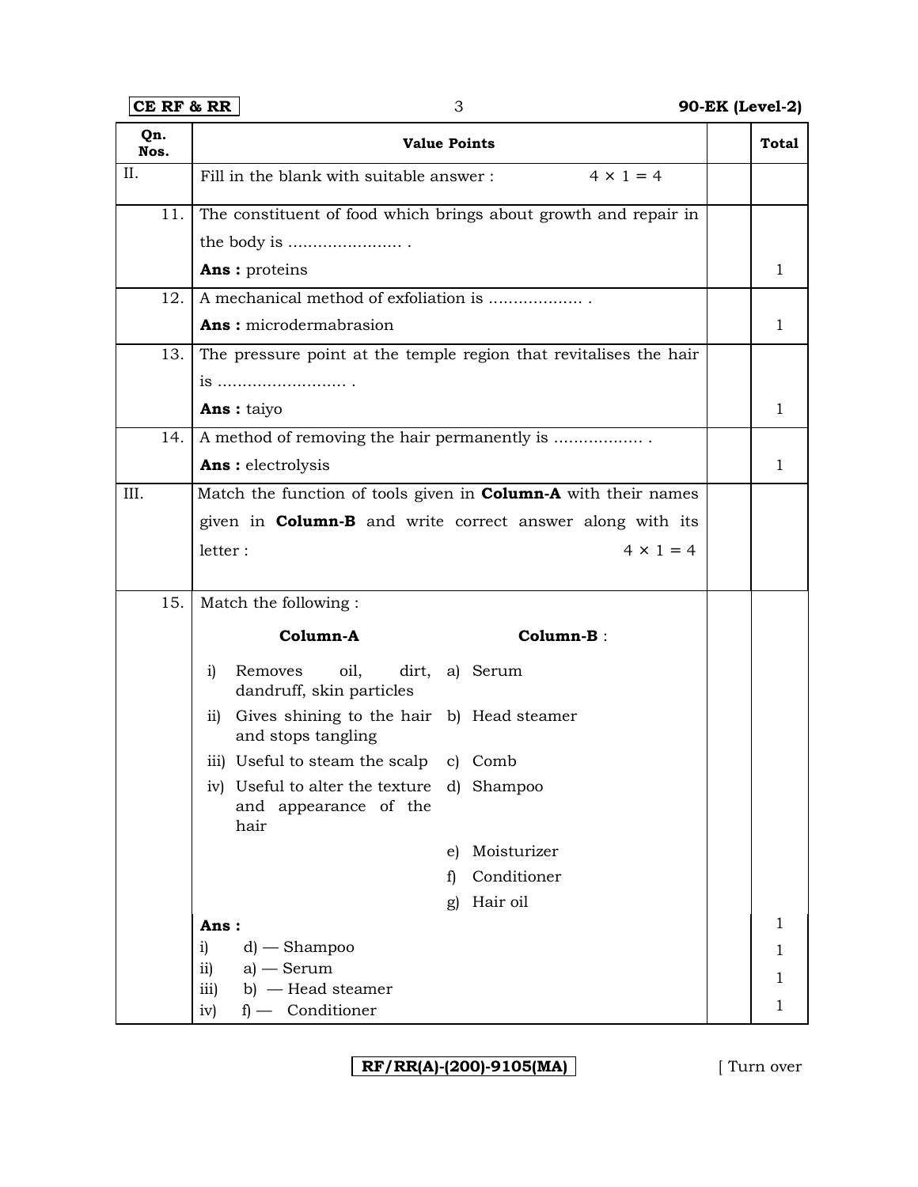| Qn. Nos. | Value Points | | Total |
|---|---|---|---|
| II. | Fill in the blank with suitable answer : $4 \times 1 = 4$ | | |
| 11. | The constituent of food which brings about growth and repair in the body is ...................... .<br>**Ans :** proteins | | 1 |
| 12. | A mechanical method of exfoliation is .................. .<br>**Ans :** microdermabrasion | | 1 |
| 13. | The pressure point at the temple region that revitalises the hair is ......................... .<br>**Ans :** taiyo | | 1 |
| 14. | A method of removing the hair permanently is ................. .<br>**Ans :** electrolysis | | 1 |
| III. | Match the function of tools given in **Column-A** with their names given in **Column-B** and write correct answer along with its letter : $4 \times 1 = 4$ | | |
| 15. | Match the following : | | |

| Column-A | Column-B : |
|---|---|
| i) Removes oil, dirt, dandruff, skin particles | a) Serum |
| ii) Gives shining to the hair and stops tangling | b) Head steamer |
| iii) Useful to steam the scalp | c) Comb |
| iv) Useful to alter the texture and appearance of the hair | d) Shampoo |
| | e) Moisturizer |
| | f) Conditioner |
| | g) Hair oil |

**Ans :**

| Answer | Total |
|---|---|
| i) d) — Shampoo | 1 |
| ii) a) — Serum | 1 |
| iii) b) — Head steamer | 1 |
| iv) f) — Conditioner | 1 |

RF/RR(A)-(200)-9105(MA)

[ Turn over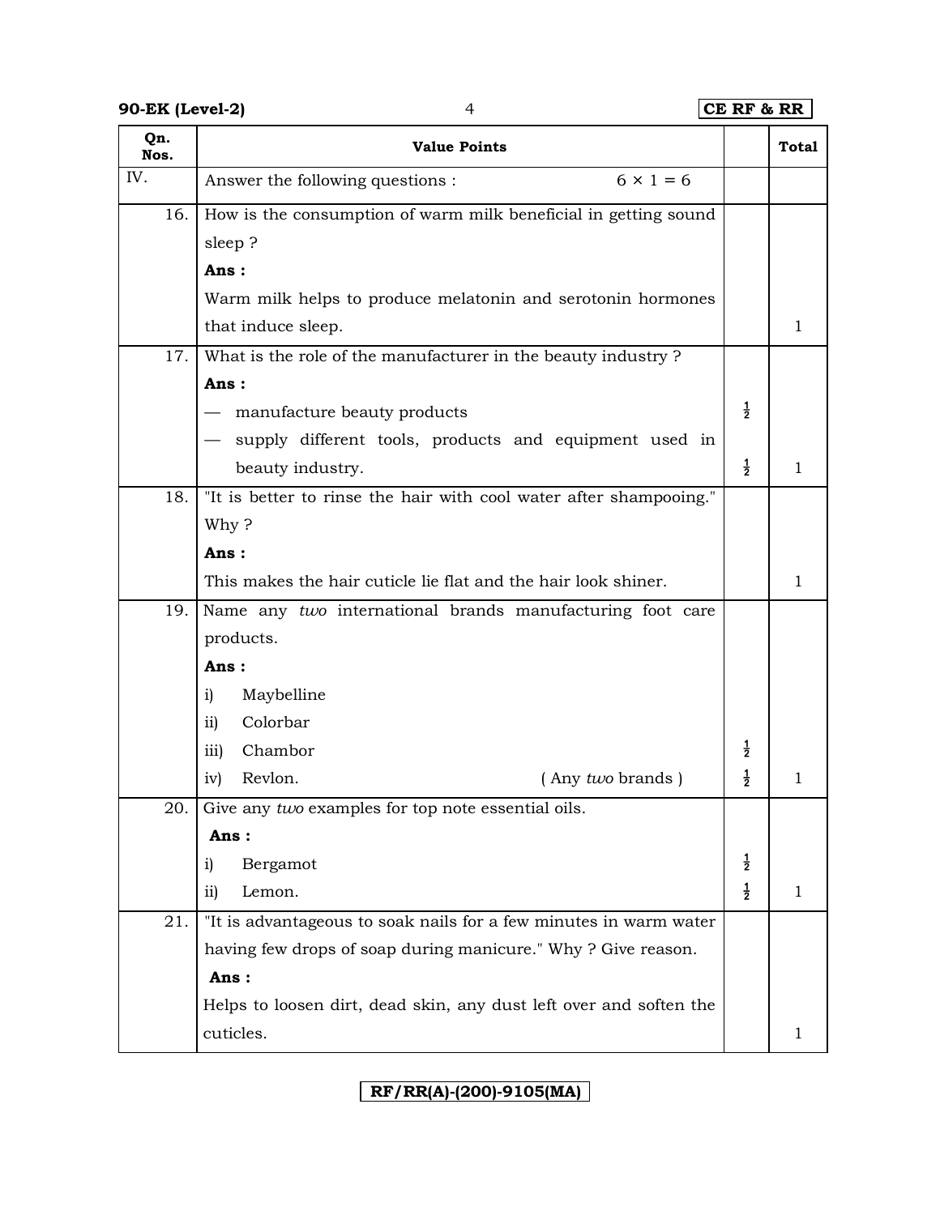| Qn. Nos. | Value Points | | Total |
|---|---|---|---|
| IV. | Answer the following questions : 6 × 1 = 6 | | |
| 16. | How is the consumption of warm milk beneficial in getting sound sleep ?<br>**Ans :**<br>Warm milk helps to produce melatonin and serotonin hormones that induce sleep. | | 1 |
| 17. | What is the role of the manufacturer in the beauty industry ?<br>**Ans :**<br>— manufacture beauty products<br>— supply different tools, products and equipment used in beauty industry. | ½<br>½ | 1 |
| 18. | "It is better to rinse the hair with cool water after shampooing." Why ?<br>**Ans :**<br>This makes the hair cuticle lie flat and the hair look shiner. | | 1 |
| 19. | Name any *two* international brands manufacturing foot care products.<br>**Ans :**<br>i) Maybelline<br>ii) Colorbar<br>iii) Chambor<br>iv) Revlon. ( Any *two* brands ) | ½<br>½ | 1 |
| 20. | Give any *two* examples for top note essential oils.<br>**Ans :**<br>i) Bergamot<br>ii) Lemon. | ½<br>½ | 1 |
| 21. | "It is advantageous to soak nails for a few minutes in warm water having few drops of soap during manicure." Why ? Give reason.<br>**Ans :**<br>Helps to loosen dirt, dead skin, any dust left over and soften the cuticles. | | 1 |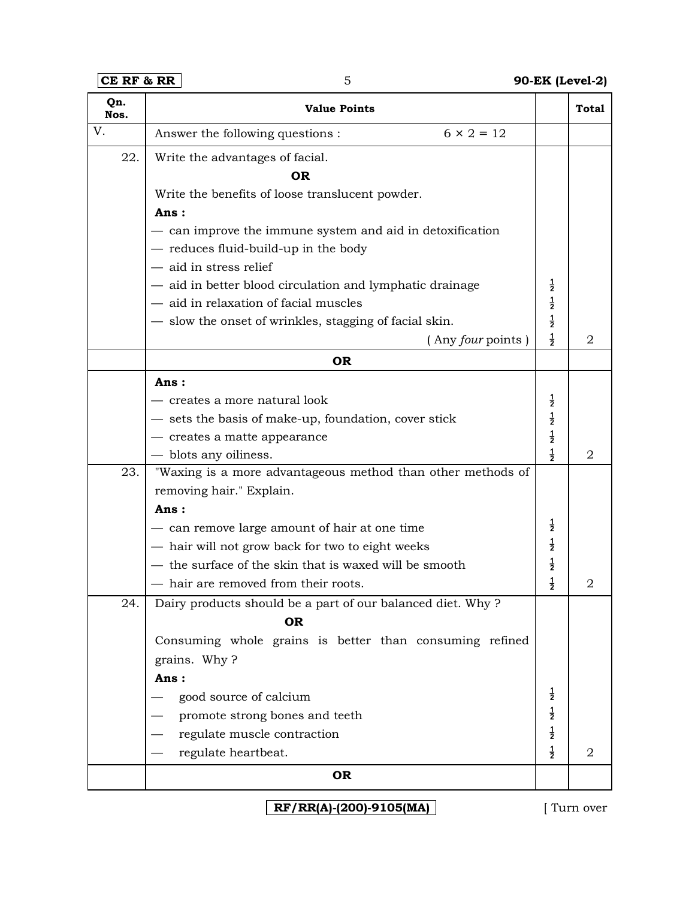| Qn. Nos. | Value Points | | Total |
|---|---|---|---|
| V. | Answer the following questions : $6 \times 2 = 12$ | | |
| 22. | Write the advantages of facial.<br>**OR**<br>Write the benefits of loose translucent powder.<br>**Ans :**<br>— can improve the immune system and aid in detoxification<br>— reduces fluid-build-up in the body<br>— aid in stress relief<br>— aid in better blood circulation and lymphatic drainage<br>— aid in relaxation of facial muscles<br>— slow the onset of wrinkles, stagging of facial skin.<br>( Any *four* points ) | $\frac{1}{2}$<br>$\frac{1}{2}$<br>$\frac{1}{2}$<br>$\frac{1}{2}$ | 2 |
| | **OR** | | |
| | **Ans :**<br>— creates a more natural look<br>— sets the basis of make-up, foundation, cover stick<br>— creates a matte appearance<br>— blots any oiliness. | $\frac{1}{2}$<br>$\frac{1}{2}$<br>$\frac{1}{2}$<br>$\frac{1}{2}$ | 2 |
| 23. | "Waxing is a more advantageous method than other methods of removing hair." Explain.<br>**Ans :**<br>— can remove large amount of hair at one time<br>— hair will not grow back for two to eight weeks<br>— the surface of the skin that is waxed will be smooth<br>— hair are removed from their roots. | $\frac{1}{2}$<br>$\frac{1}{2}$<br>$\frac{1}{2}$<br>$\frac{1}{2}$ | 2 |
| 24. | Dairy products should be a part of our balanced diet. Why ?<br>**OR**<br>Consuming whole grains is better than consuming refined grains. Why ?<br>**Ans :**<br>— good source of calcium<br>— promote strong bones and teeth<br>— regulate muscle contraction<br>— regulate heartbeat. | $\frac{1}{2}$<br>$\frac{1}{2}$<br>$\frac{1}{2}$<br>$\frac{1}{2}$ | 2 |
| | **OR** | | |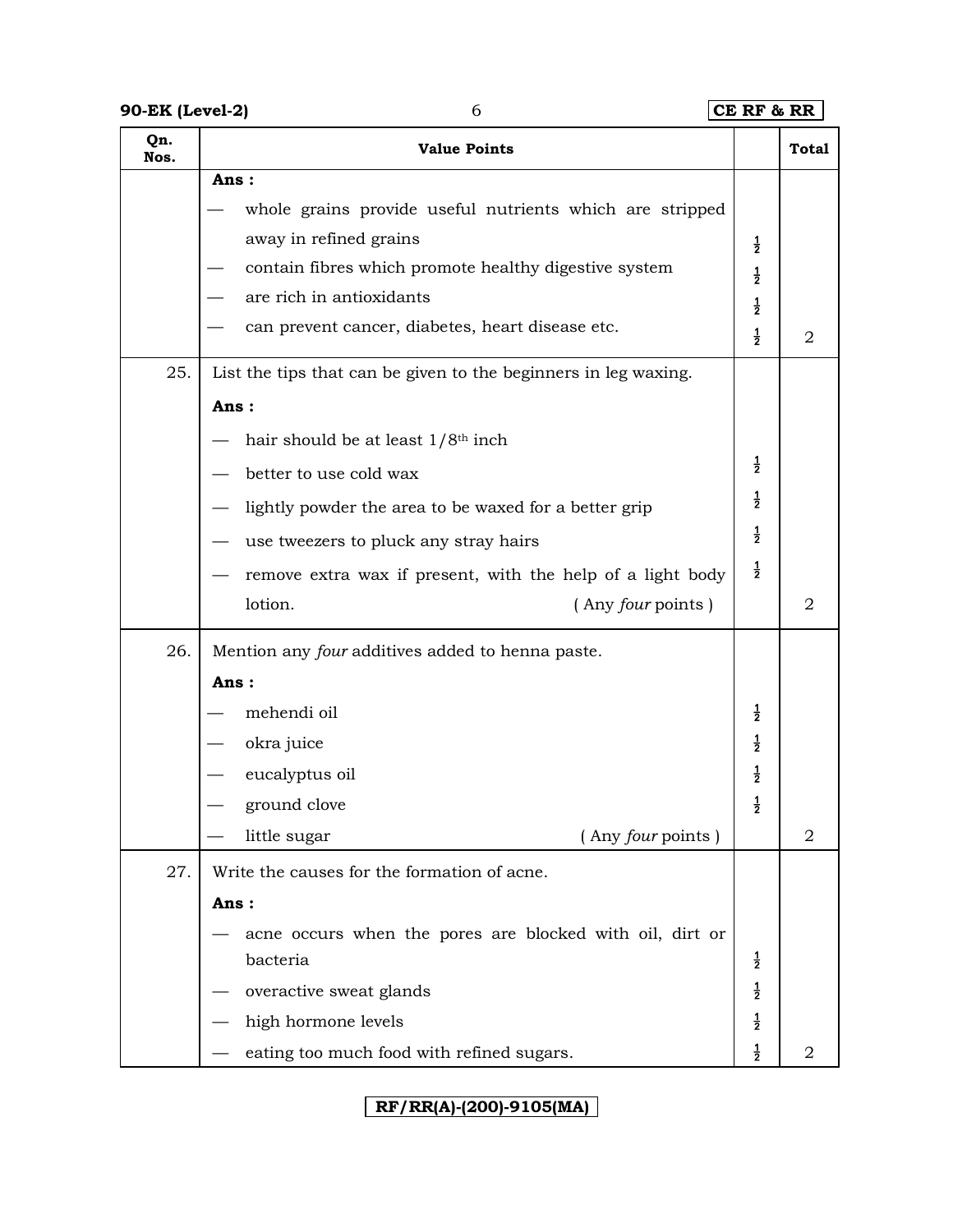| Qn. Nos. | Value Points | | Total |
|---|---|---|---|
| | **Ans :** | | |
| | — whole grains provide useful nutrients which are stripped away in refined grains | ½ | |
| | — contain fibres which promote healthy digestive system | ½ | |
| | — are rich in antioxidants | ½ | |
| | — can prevent cancer, diabetes, heart disease etc. | ½ | 2 |
| 25. | List the tips that can be given to the beginners in leg waxing. | | |
| | **Ans :** | | |
| | — hair should be at least 1/8th inch | | |
| | — better to use cold wax | ½ | |
| | — lightly powder the area to be waxed for a better grip | ½ | |
| | — use tweezers to pluck any stray hairs | ½ | |
| | — remove extra wax if present, with the help of a light body lotion. ( Any *four* points ) | ½ | 2 |
| 26. | Mention any *four* additives added to henna paste. | | |
| | **Ans :** | | |
| | — mehendi oil | ½ | |
| | — okra juice | ½ | |
| | — eucalyptus oil | ½ | |
| | — ground clove | ½ | |
| | — little sugar ( Any *four* points ) | | 2 |
| 27. | Write the causes for the formation of acne. | | |
| | **Ans :** | | |
| | — acne occurs when the pores are blocked with oil, dirt or bacteria | ½ | |
| | — overactive sweat glands | ½ | |
| | — high hormone levels | ½ | |
| | — eating too much food with refined sugars. | ½ | 2 |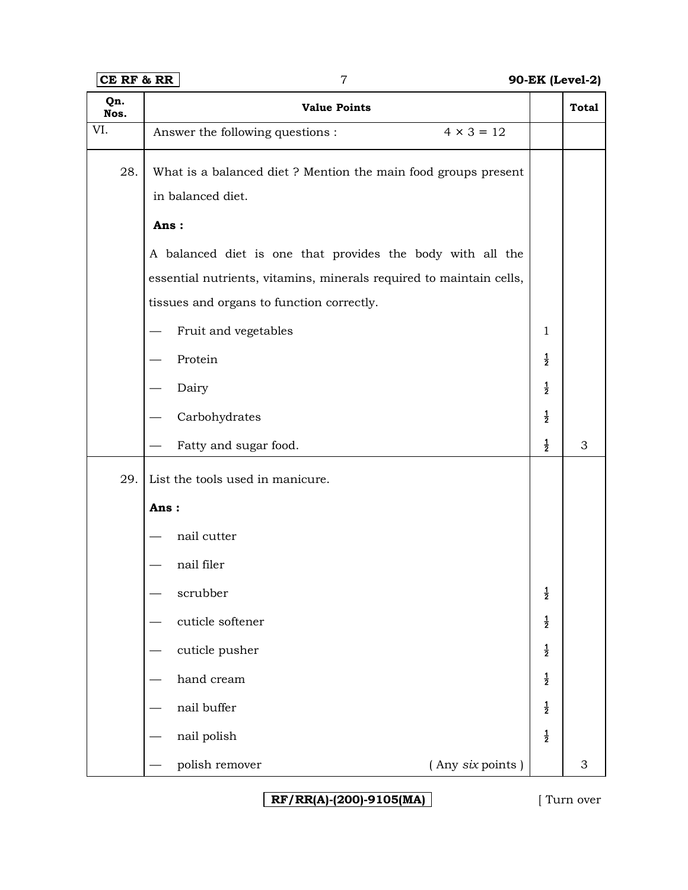| Qn. Nos. | Value Points | | Total |
|---|---|---|---|
| VI. | Answer the following questions : $4 \times 3 = 12$ | | |
| 28. | What is a balanced diet ? Mention the main food groups present in balanced diet. | | |
| | **Ans :** | | |
| | A balanced diet is one that provides the body with all the essential nutrients, vitamins, minerals required to maintain cells, tissues and organs to function correctly. | | |
| | — Fruit and vegetables | 1 | |
| | — Protein | ½ | |
| | — Dairy | ½ | |
| | — Carbohydrates | ½ | |
| | — Fatty and sugar food. | ½ | 3 |
| 29. | List the tools used in manicure. | | |
| | **Ans :** | | |
| | — nail cutter | | |
| | — nail filer | | |
| | — scrubber | ½ | |
| | — cuticle softener | ½ | |
| | — cuticle pusher | ½ | |
| | — hand cream | ½ | |
| | — nail buffer | ½ | |
| | — nail polish | ½ | |
| | — polish remover ( Any *six* points ) | | 3 |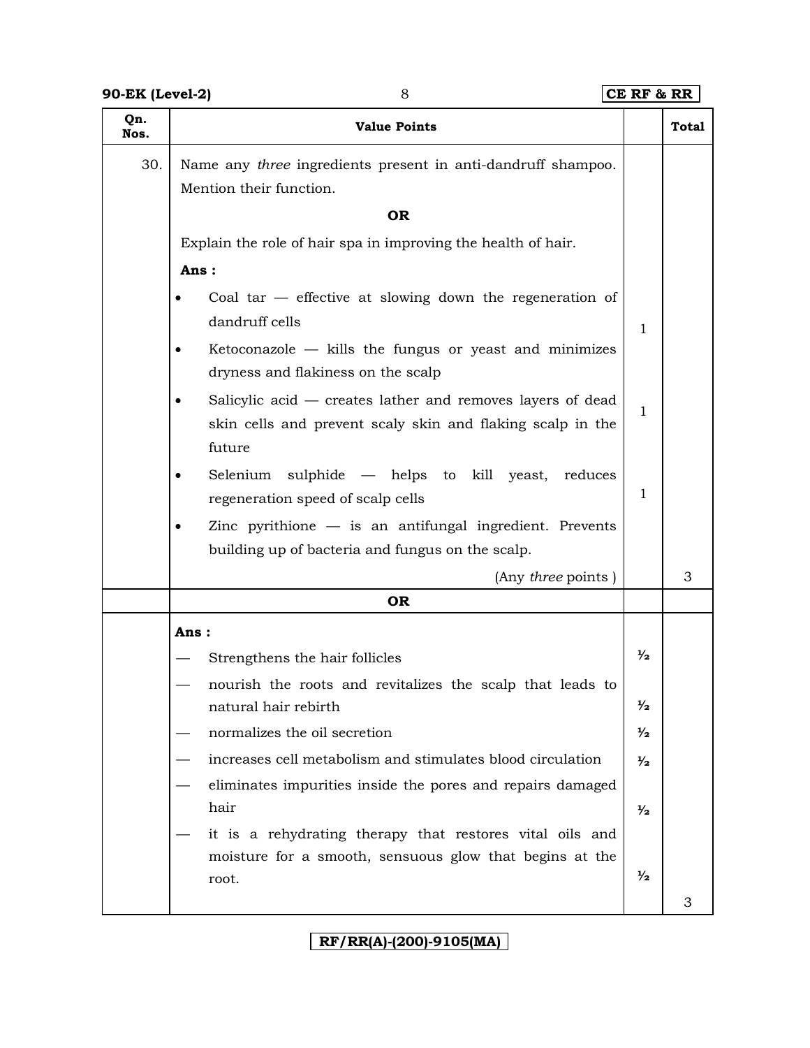| Qn. Nos. | Value Points | | Total |
|---|---|---|---|
| 30. | Name any *three* ingredients present in anti-dandruff shampoo. Mention their function. <br> **OR** <br> Explain the role of hair spa in improving the health of hair. <br> **Ans :** <br> • Coal tar — effective at slowing down the regeneration of dandruff cells <br> • Ketoconazole — kills the fungus or yeast and minimizes dryness and flakiness on the scalp <br> • Salicylic acid — creates lather and removes layers of dead skin cells and prevent scaly skin and flaking scalp in the future <br> • Selenium sulphide — helps to kill yeast, reduces regeneration speed of scalp cells <br> • Zinc pyrithione — is an antifungal ingredient. Prevents building up of bacteria and fungus on the scalp. <br> (Any *three* points ) | 1 <br> 1 <br> 1 | 3 |
| | **OR** | | |
| | **Ans :** <br> — Strengthens the hair follicles <br> — nourish the roots and revitalizes the scalp that leads to natural hair rebirth <br> — normalizes the oil secretion <br> — increases cell metabolism and stimulates blood circulation <br> — eliminates impurities inside the pores and repairs damaged hair <br> — it is a rehydrating therapy that restores vital oils and moisture for a smooth, sensuous glow that begins at the root. | ½ <br> ½ <br> ½ <br> ½ <br> ½ <br> ½ | 3 |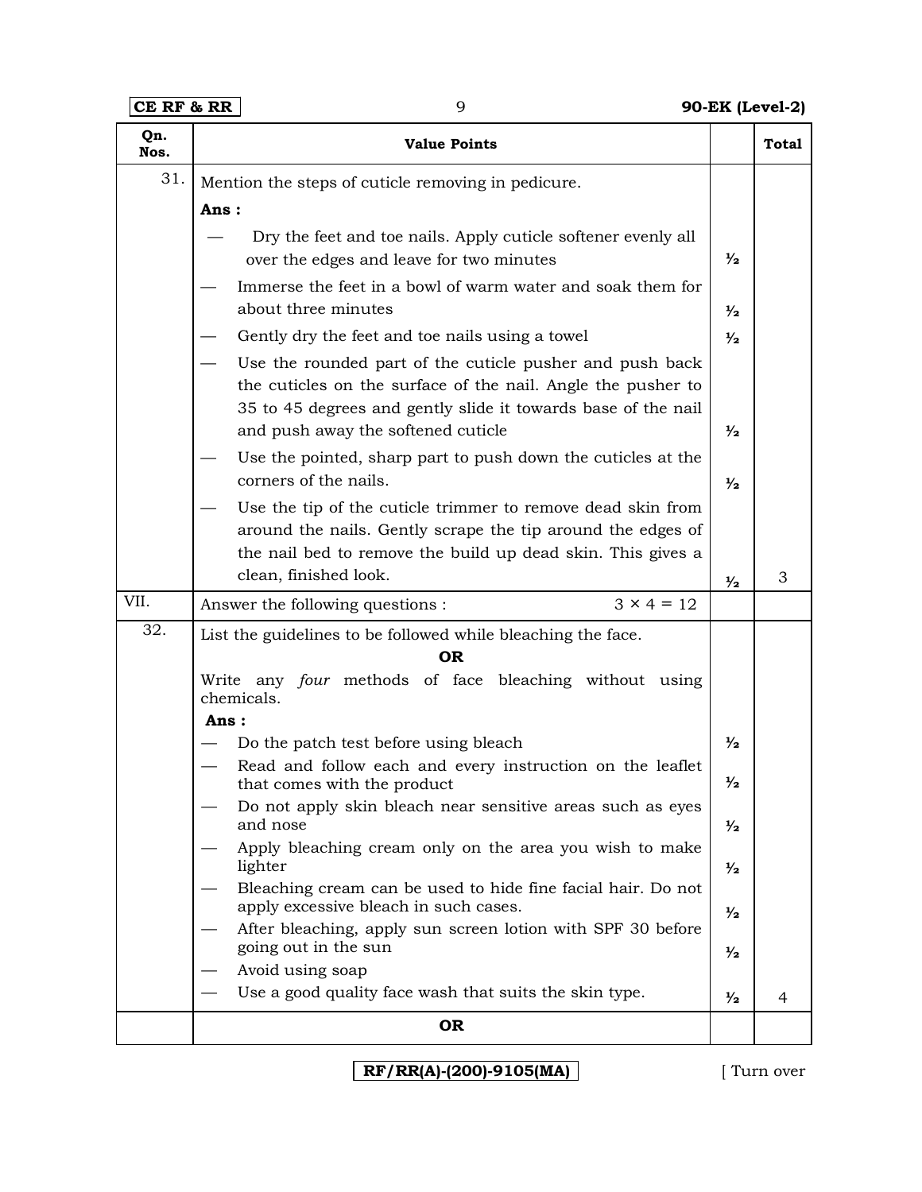| Qn. Nos. | Value Points | | Total |
|---|---|---|---|
| 31. | Mention the steps of cuticle removing in pedicure. | | |
| | **Ans :** | | |
| | — Dry the feet and toe nails. Apply cuticle softener evenly all over the edges and leave for two minutes | ½ | |
| | — Immerse the feet in a bowl of warm water and soak them for about three minutes | ½ | |
| | — Gently dry the feet and toe nails using a towel | ½ | |
| | — Use the rounded part of the cuticle pusher and push back the cuticles on the surface of the nail. Angle the pusher to 35 to 45 degrees and gently slide it towards base of the nail and push away the softened cuticle | ½ | |
| | — Use the pointed, sharp part to push down the cuticles at the corners of the nails. | ½ | |
| | — Use the tip of the cuticle trimmer to remove dead skin from around the nails. Gently scrape the tip around the edges of the nail bed to remove the build up dead skin. This gives a clean, finished look. | ½ | 3 |
| VII. | Answer the following questions : $3 \times 4 = 12$ | | |
| 32. | List the guidelines to be followed while bleaching the face. | | |
| | **OR** | | |
| | Write any *four* methods of face bleaching without using chemicals. | | |
| | **Ans :** | | |
| | — Do the patch test before using bleach | ½ | |
| | — Read and follow each and every instruction on the leaflet that comes with the product | ½ | |
| | — Do not apply skin bleach near sensitive areas such as eyes and nose | ½ | |
| | — Apply bleaching cream only on the area you wish to make lighter | ½ | |
| | — Bleaching cream can be used to hide fine facial hair. Do not apply excessive bleach in such cases. | ½ | |
| | — After bleaching, apply sun screen lotion with SPF 30 before going out in the sun | ½ | |
| | — Avoid using soap | | |
| | — Use a good quality face wash that suits the skin type. | ½ | 4 |
| | **OR** | | |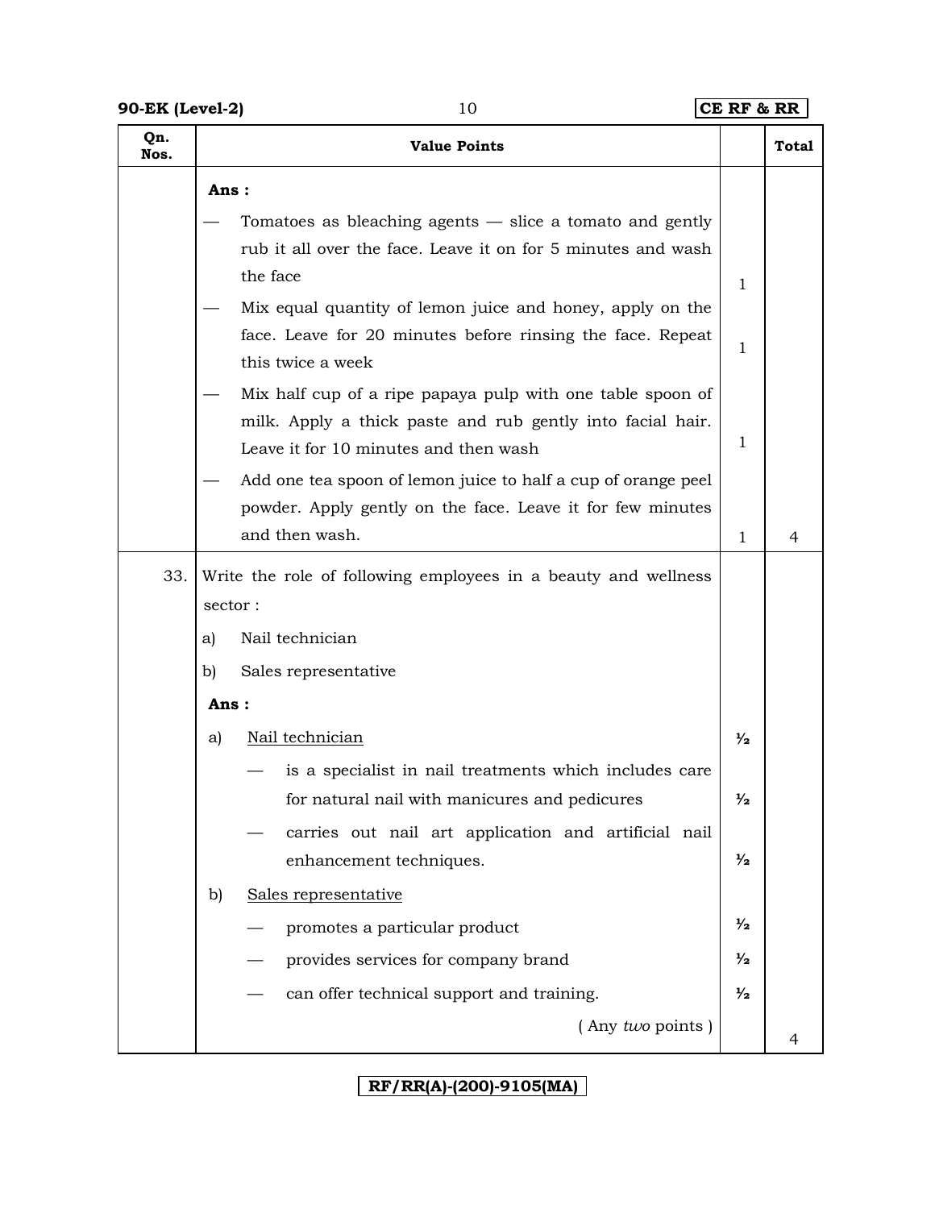| Qn. Nos. | Value Points | | Total |
|---|---|---|---|
| | **Ans :** | | |
| | — Tomatoes as bleaching agents — slice a tomato and gently rub it all over the face. Leave it on for 5 minutes and wash the face | 1 | |
| | — Mix equal quantity of lemon juice and honey, apply on the face. Leave for 20 minutes before rinsing the face. Repeat this twice a week | 1 | |
| | — Mix half cup of a ripe papaya pulp with one table spoon of milk. Apply a thick paste and rub gently into facial hair. Leave it for 10 minutes and then wash | 1 | |
| | — Add one tea spoon of lemon juice to half a cup of orange peel powder. Apply gently on the face. Leave it for few minutes and then wash. | 1 | 4 |
| 33. | Write the role of following employees in a beauty and wellness sector : | | |
| | a) Nail technician | | |
| | b) Sales representative | | |
| | **Ans :** | | |
| | a) Nail technician | ½ | |
| | — is a specialist in nail treatments which includes care for natural nail with manicures and pedicures | ½ | |
| | — carries out nail art application and artificial nail enhancement techniques. | ½ | |
| | b) Sales representative | | |
| | — promotes a particular product | ½ | |
| | — provides services for company brand | ½ | |
| | — can offer technical support and training. | ½ | |
| | ( Any *two* points ) | | 4 |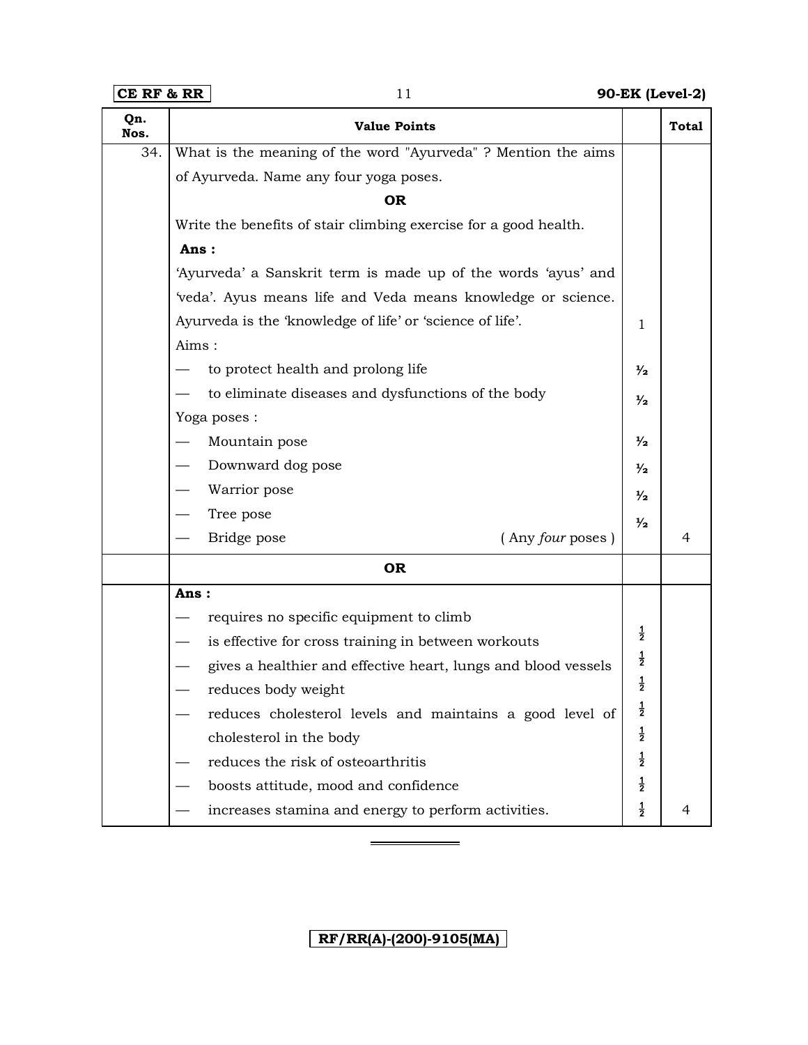| Qn. Nos. | Value Points | | Total |
|---|---|---|---|
| 34. | What is the meaning of the word "Ayurveda" ? Mention the aims of Ayurveda. Name any four yoga poses. | | |
| | **OR** | | |
| | Write the benefits of stair climbing exercise for a good health. | | |
| | **Ans :** | | |
| | 'Ayurveda' a Sanskrit term is made up of the words 'ayus' and 'veda'. Ayus means life and Veda means knowledge or science. Ayurveda is the 'knowledge of life' or 'science of life'. | 1 | |
| | Aims : | | |
| | — to protect health and prolong life | ½ | |
| | — to eliminate diseases and dysfunctions of the body | ½ | |
| | Yoga poses : | | |
| | — Mountain pose | ½ | |
| | — Downward dog pose | ½ | |
| | — Warrior pose | ½ | |
| | — Tree pose | ½ | |
| | — Bridge pose ( Any *four* poses ) | | 4 |
| | **OR** | | |
| | **Ans :** | | |
| | — requires no specific equipment to climb | ½ | |
| | — is effective for cross training in between workouts | ½ | |
| | — gives a healthier and effective heart, lungs and blood vessels | ½ | |
| | — reduces body weight | ½ | |
| | — reduces cholesterol levels and maintains a good level of cholesterol in the body | ½ | |
| | — reduces the risk of osteoarthritis | ½ | |
| | — boosts attitude, mood and confidence | ½ | |
| | — increases stamina and energy to perform activities. | ½ | 4 |